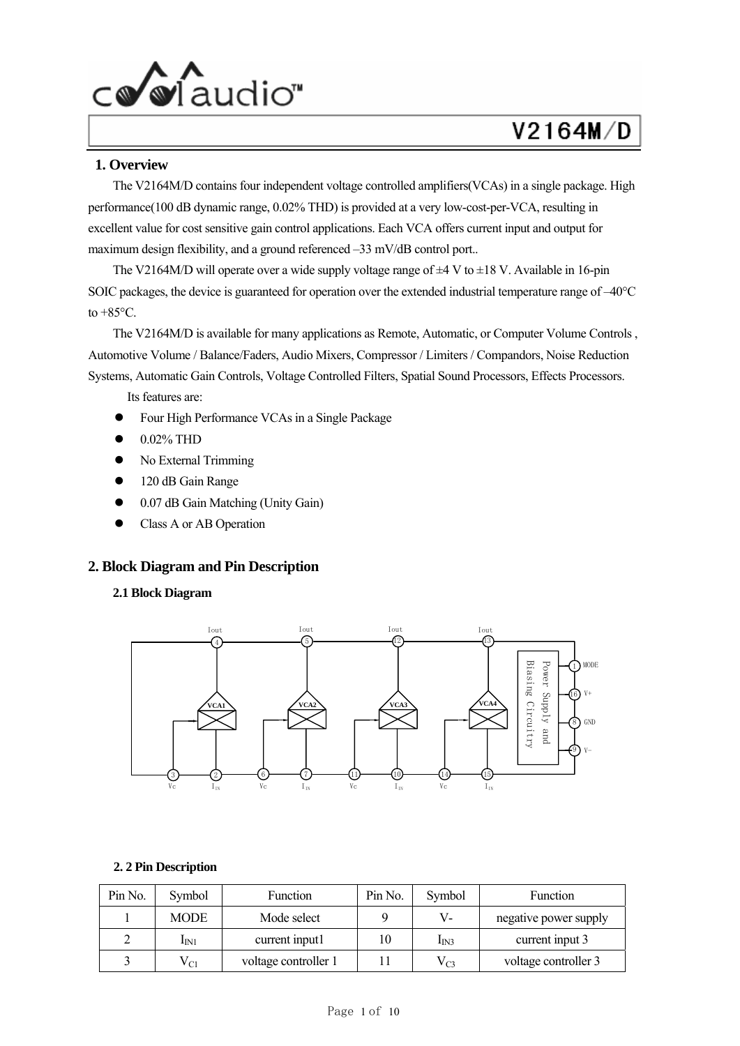# V2164M/D

## 1. Overview

The V2164M/D contains four independent voltage controlled amplifiers(VCAs) in a single package. High performance(100 dB dynamic range, 0.02% THD) is provided at a very low-cost-per-VCA, resulting in excellent value for cost sensitive gain control applications. Each VCA offers current input and output for maximum design flexibility, and a ground referenced –33 mV/dB control port..

The V2164M/D will operate over a wide supply voltage range of ±4 V to ±18 V. Available in 16-pin SOIC packages, the device is guaranteed for operation over the extended industrial temperature range of –40°C to +85°C.

The V2164M/D is available for many applications as Remote, Automatic, or Computer Volume Controls , Automotive Volume / Balance/Faders, Audio Mixers, Compressor / Limiters / Compandors, Noise Reduction Systems, Automatic Gain Controls, Voltage Controlled Filters, Spatial Sound Processors, Effects Processors.

Its features are:

- Four High Performance VCAs in a Single Package
- 0.02% THD
- No External Trimming
- 120 dB Gain Range
- 0.07 dB Gain Matching (Unity Gain)
- Class A or AB Operation

## 2. Block Diagram and Pin Description

### 2.1 Block Diagram

Iout 4 Iout 5 Iout 12 Iout 13

VCA1 VCA2 VCA3 VCA4

Power Supply and Biasing Circuitry

1 MODE
16 V+
8 GND
9 V−

3 Vc 2 $I_{IN}$ 6 Vc 7 $I_{IN}$ 11 Vc 10 $I_{IN}$ 14 Vc 15 $I_{IN}$

### 2.2 Pin Description

| Pin No. | Symbol | Function | Pin No. | Symbol | Function |
|---|---|---|---|---|---|
| 1 | MODE | Mode select | 9 | V- | negative power supply |
| 2 | $I_{IN1}$ | current input1 | 10 | $I_{IN3}$ | current input 3 |
| 3 | $V_{C1}$ | voltage controller 1 | 11 | $V_{C3}$ | voltage controller 3 |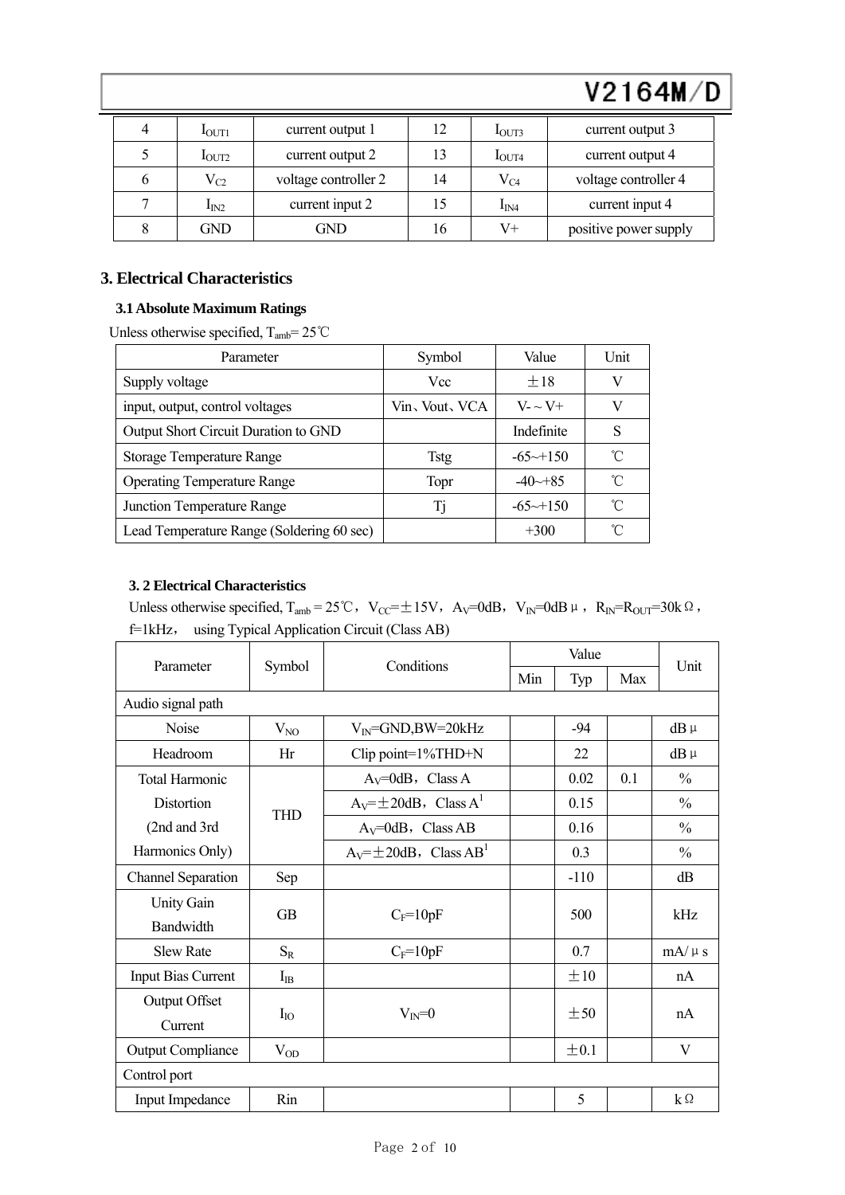| 4 | $I_{OUT1}$ | current output 1 | 12 | $I_{OUT3}$ | current output 3 |
|---|---|---|---|---|---|
| 5 | $I_{OUT2}$ | current output 2 | 13 | $I_{OUT4}$ | current output 4 |
| 6 | $V_{C2}$ | voltage controller 2 | 14 | $V_{C4}$ | voltage controller 4 |
| 7 | $I_{IN2}$ | current input 2 | 15 | $I_{IN4}$ | current input 4 |
| 8 | GND | GND | 16 | V+ | positive power supply |

## 3. Electrical Characteristics

### 3.1 Absolute Maximum Ratings

Unless otherwise specified, $T_{amb}$= 25℃

| Parameter | Symbol | Value | Unit |
|---|---|---|---|
| Supply voltage | Vcc | ±18 | V |
| input, output, control voltages | Vin、Vout、VCA | V- ~ V+ | V |
| Output Short Circuit Duration to GND | | Indefinite | S |
| Storage Temperature Range | Tstg | -65~+150 | ℃ |
| Operating Temperature Range | Topr | -40~+85 | ℃ |
| Junction Temperature Range | Tj | -65~+150 | ℃ |
| Lead Temperature Range (Soldering 60 sec) | | +300 | ℃ |

### 3. 2 Electrical Characteristics

Unless otherwise specified, $T_{amb}$ = 25℃，$V_{CC}$=±15V，$A_V$=0dB，$V_{IN}$=0dBμ，$R_{IN}$=$R_{OUT}$=30kΩ，f=1kHz， using Typical Application Circuit (Class AB)

| Parameter | Symbol | Conditions | Value | | | Unit |
|---|---|---|---|---|---|---|
| | | | Min | Typ | Max | |
| Audio signal path | | | | | | |
| Noise | $V_{NO}$ | $V_{IN}$=GND,BW=20kHz | | -94 | | dBμ |
| Headroom | Hr | Clip point=1%THD+N | | 22 | | dBμ |
| Total Harmonic Distortion (2nd and 3rd Harmonics Only) | THD | $A_V$=0dB，Class A | | 0.02 | 0.1 | % |
| | | $A_V$=±20dB，Class A[1] | | 0.15 | | % |
| | | $A_V$=0dB，Class AB | | 0.16 | | % |
| | | $A_V$=±20dB，Class AB[1] | | 0.3 | | % |
| Channel Separation | Sep | | | -110 | | dB |
| Unity Gain Bandwidth | GB | $C_F$=10pF | | 500 | | kHz |
| Slew Rate | $S_R$ | $C_F$=10pF | | 0.7 | | mA/μs |
| Input Bias Current | $I_{IB}$ | | | ±10 | | nA |
| Output Offset Current | $I_{IO}$ | $V_{IN}$=0 | | ±50 | | nA |
| Output Compliance | $V_{OD}$ | | | ±0.1 | | V |
| Control port | | | | | | |
| Input Impedance | Rin | | | 5 | | kΩ |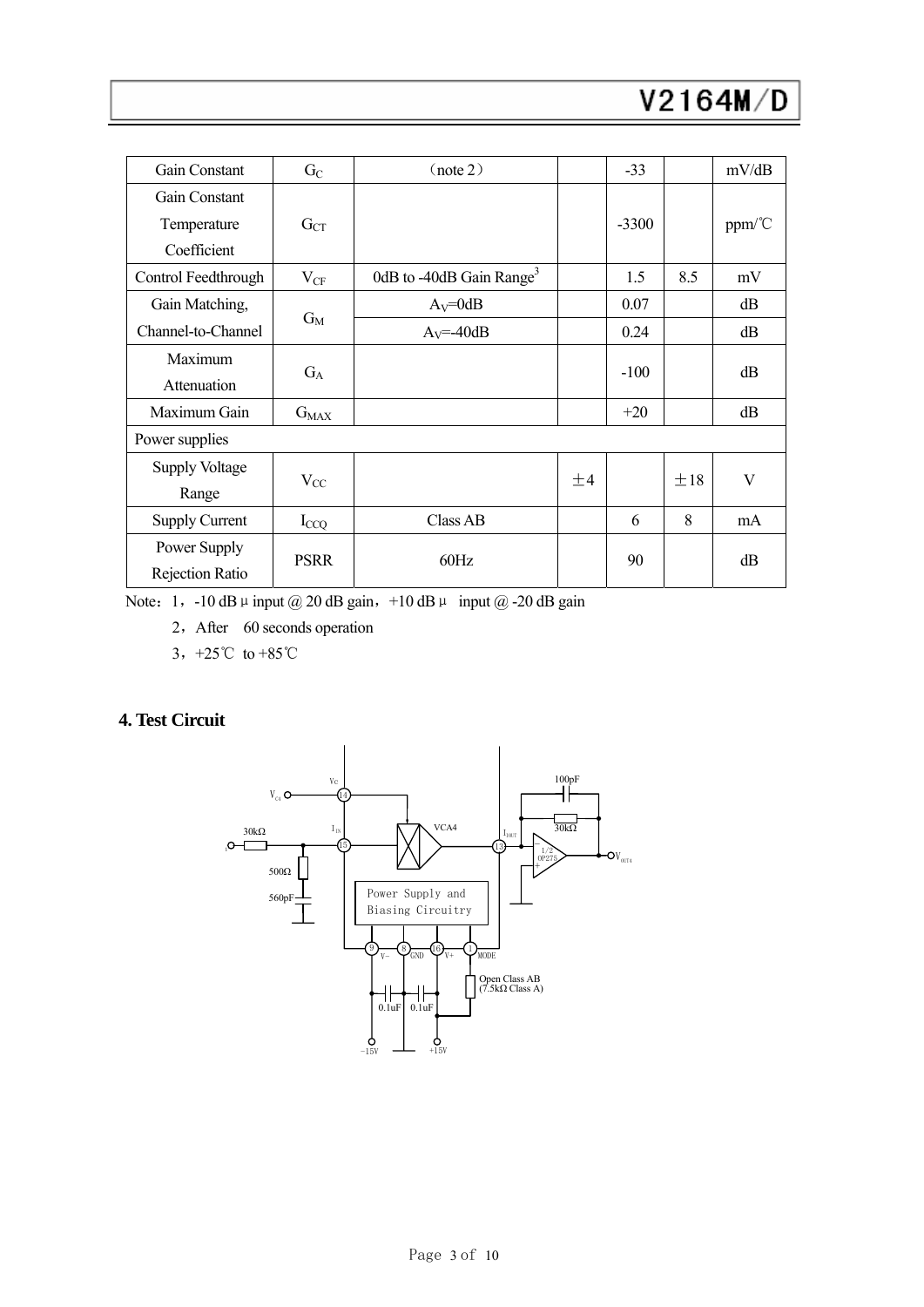| Gain Constant | $G_C$ | （note 2） | | -33 | | mV/dB |
|---|---|---|---|---|---|---|
| Gain Constant Temperature Coefficient | $G_{CT}$ | | | -3300 | | ppm/℃ |
| Control Feedthrough | $V_{CF}$ | 0dB to -40dB Gain Range[3] | | 1.5 | 8.5 | mV |
| Gain Matching, Channel-to-Channel | $G_M$ | $A_V$=0dB | | 0.07 | | dB |
| | | $A_V$=-40dB | | 0.24 | | dB |
| Maximum Attenuation | $G_A$ | | | -100 | | dB |
| Maximum Gain | $G_{MAX}$ | | | +20 | | dB |
| Power supplies | | | | | | |
| Supply Voltage Range | $V_{CC}$ | | ±4 | | ±18 | V |
| Supply Current | $I_{CCQ}$ | Class AB | | 6 | 8 | mA |
| Power Supply Rejection Ratio | PSRR | 60Hz | | 90 | | dB |

Note：1，-10 dBμ input @ 20 dB gain，+10 dBμ input @ -20 dB gain

2，After 60 seconds operation

3，+25℃ to +85℃

## 4. Test Circuit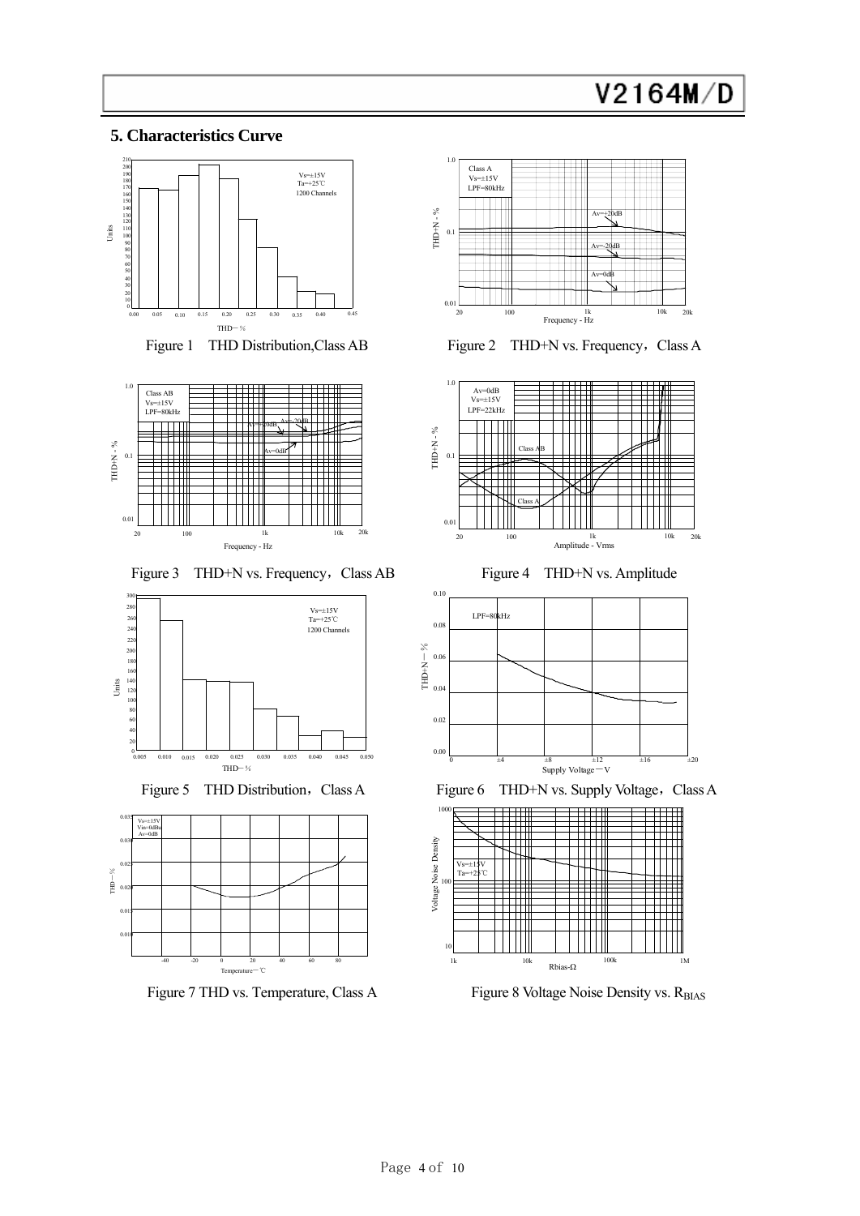## 5. Characteristics Curve

Figure 1 THD Distribution, Class AB

Figure 2 THD+N vs. Frequency, Class A

Figure 3 THD+N vs. Frequency, Class AB

Figure 4 THD+N vs. Amplitude

Figure 5 THD Distribution, Class A

Figure 6 THD+N vs. Supply Voltage, Class A

Figure 7 THD vs. Temperature, Class A

Figure 8 Voltage Noise Density vs. $R_{BIAS}$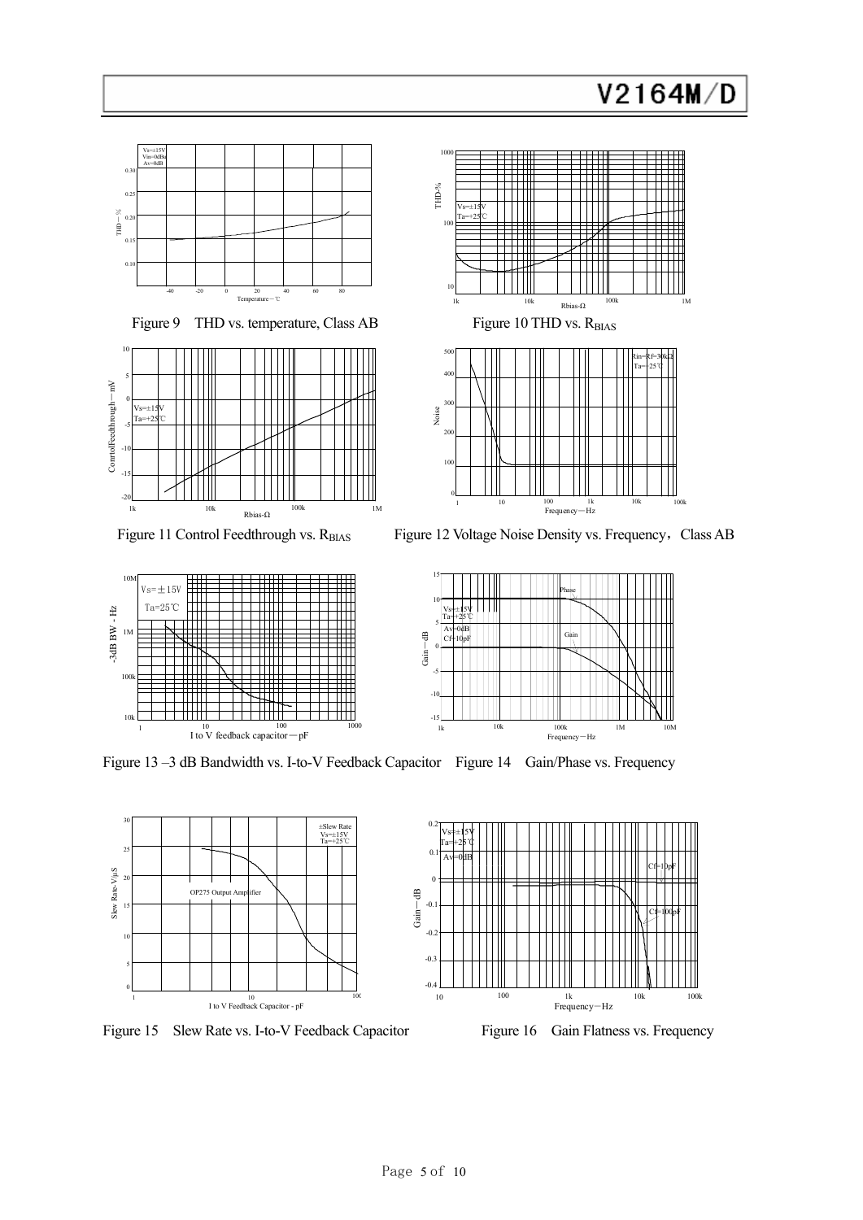Figure 9 THD vs. temperature, Class AB

Figure 10 THD vs. $R_{BIAS}$

Figure 11 Control Feedthrough vs. $R_{BIAS}$

Figure 12 Voltage Noise Density vs. Frequency，Class AB

Figure 13 –3 dB Bandwidth vs. I-to-V Feedback Capacitor

Figure 14 Gain/Phase vs. Frequency

Figure 15 Slew Rate vs. I-to-V Feedback Capacitor

Figure 16 Gain Flatness vs. Frequency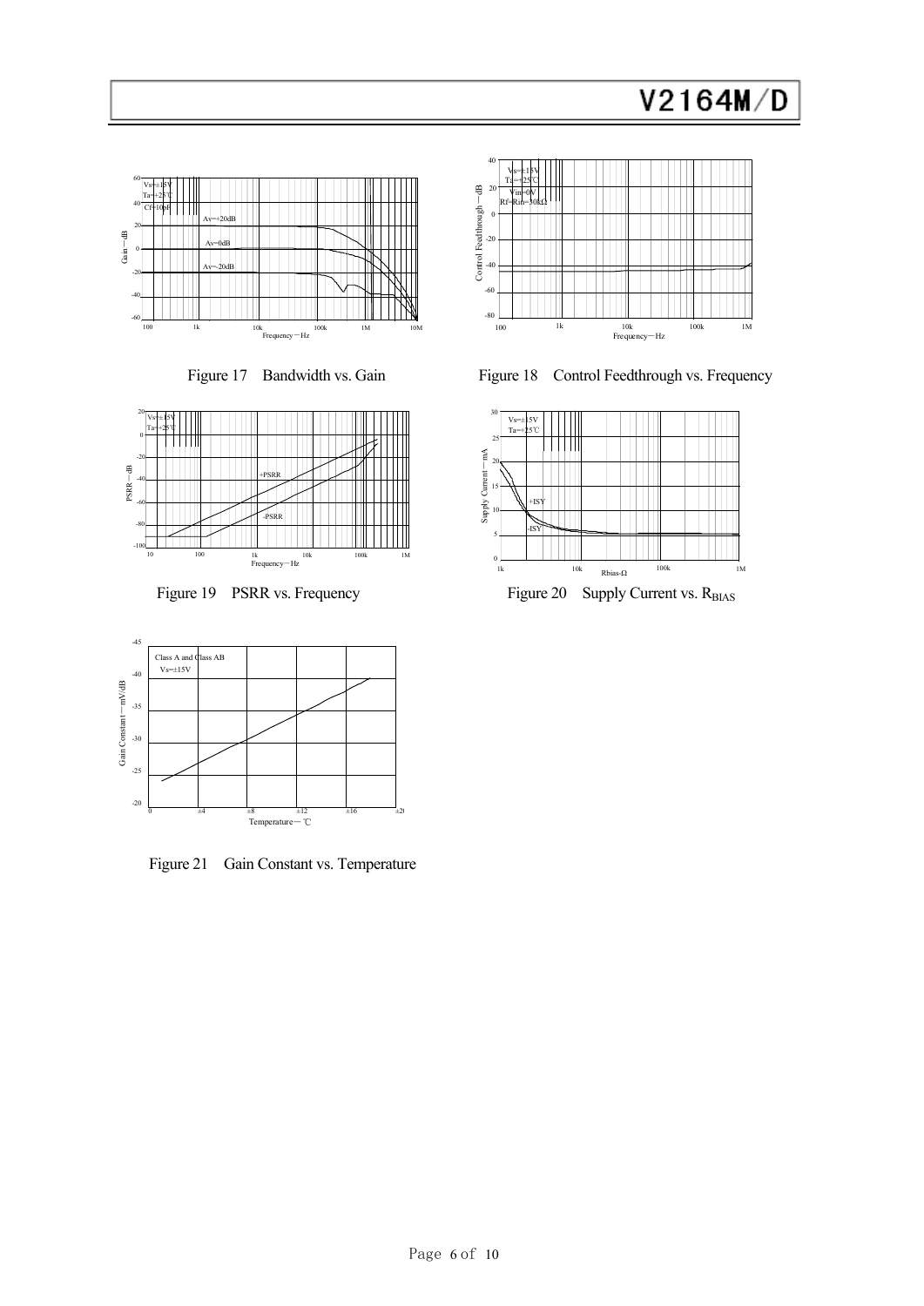Figure 17 Bandwidth vs. Gain

Figure 18 Control Feedthrough vs. Frequency

Figure 19 PSRR vs. Frequency

Figure 20 Supply Current vs. $R_{BIAS}$

Figure 21 Gain Constant vs. Temperature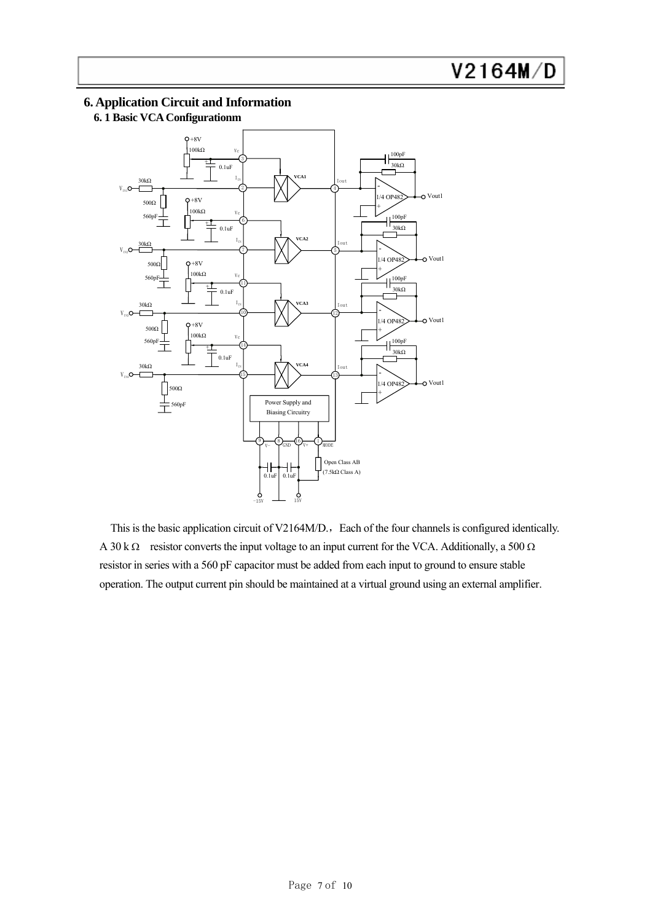## 6. Application Circuit and Information

### 6. 1 Basic VCA Configurationm

This is the basic application circuit of V2164M/D.，Each of the four channels is configured identically. A 30 k Ω resistor converts the input voltage to an input current for the VCA. Additionally, a 500 Ω resistor in series with a 560 pF capacitor must be added from each input to ground to ensure stable operation. The output current pin should be maintained at a virtual ground using an external amplifier.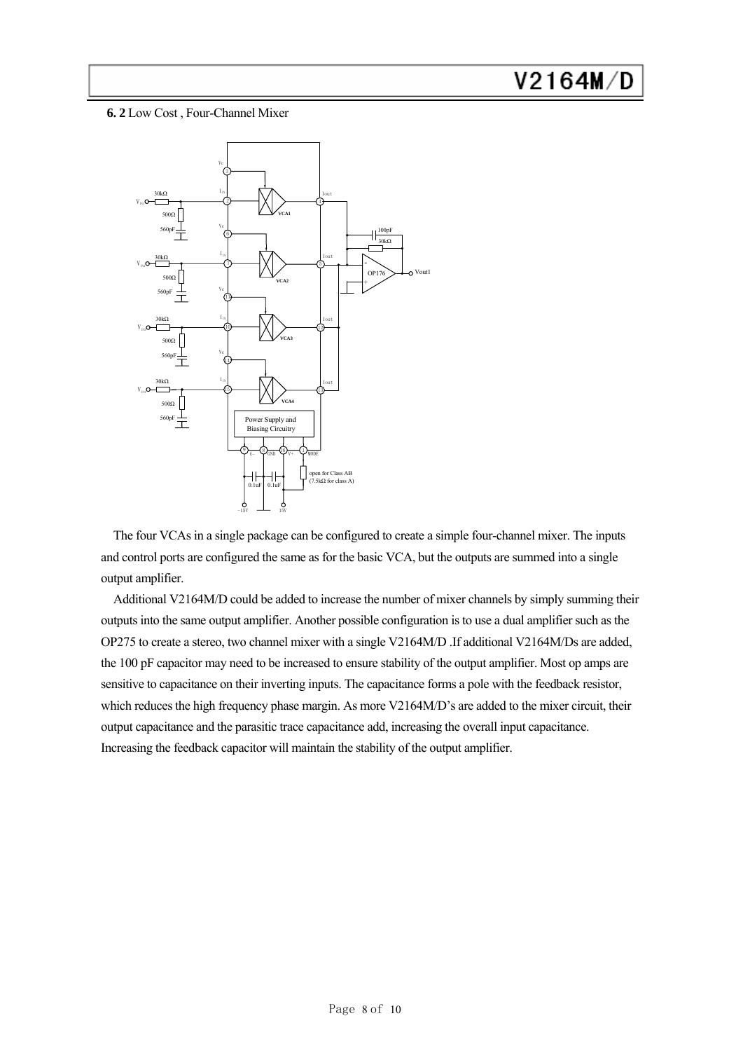**6. 2** Low Cost , Four-Channel Mixer

The four VCAs in a single package can be configured to create a simple four-channel mixer. The inputs and control ports are configured the same as for the basic VCA, but the outputs are summed into a single output amplifier.

Additional V2164M/D could be added to increase the number of mixer channels by simply summing their outputs into the same output amplifier. Another possible configuration is to use a dual amplifier such as the OP275 to create a stereo, two channel mixer with a single V2164M/D .If additional V2164M/Ds are added, the 100 pF capacitor may need to be increased to ensure stability of the output amplifier. Most op amps are sensitive to capacitance on their inverting inputs. The capacitance forms a pole with the feedback resistor, which reduces the high frequency phase margin. As more V2164M/D's are added to the mixer circuit, their output capacitance and the parasitic trace capacitance add, increasing the overall input capacitance. Increasing the feedback capacitor will maintain the stability of the output amplifier.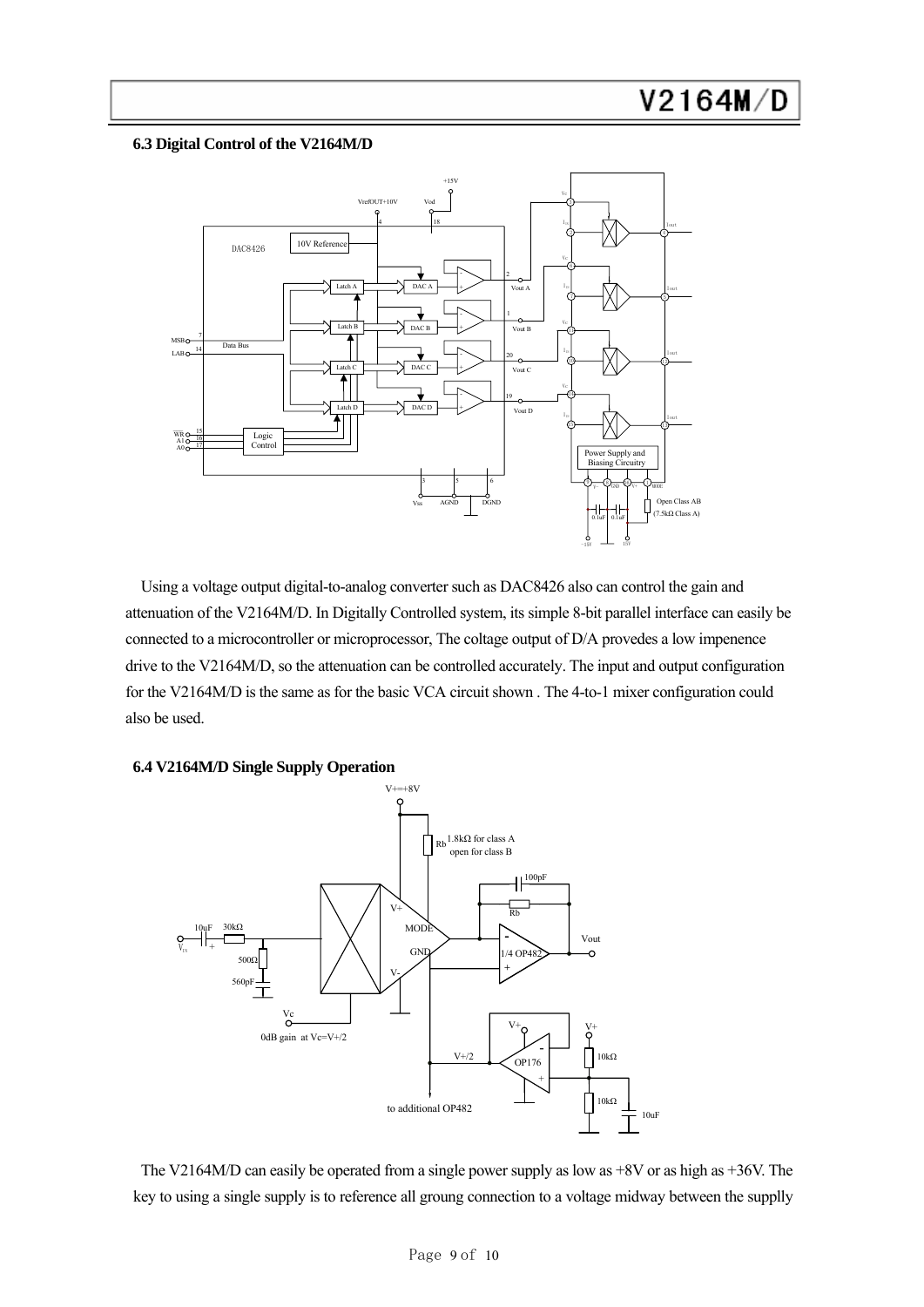### 6.3 Digital Control of the V2164M/D

Using a voltage output digital-to-analog converter such as DAC8426 also can control the gain and attenuation of the V2164M/D. In Digitally Controlled system, its simple 8-bit parallel interface can easily be connected to a microcontroller or microprocessor, The coltage output of D/A provedes a low impenence drive to the V2164M/D, so the attenuation can be controlled accurately. The input and output configuration for the V2164M/D is the same as for the basic VCA circuit shown . The 4-to-1 mixer configuration could also be used.

### 6.4 V2164M/D Single Supply Operation

The V2164M/D can easily be operated from a single power supply as low as +8V or as high as +36V. The key to using a single supply is to reference all groung connection to a voltage midway between the supplly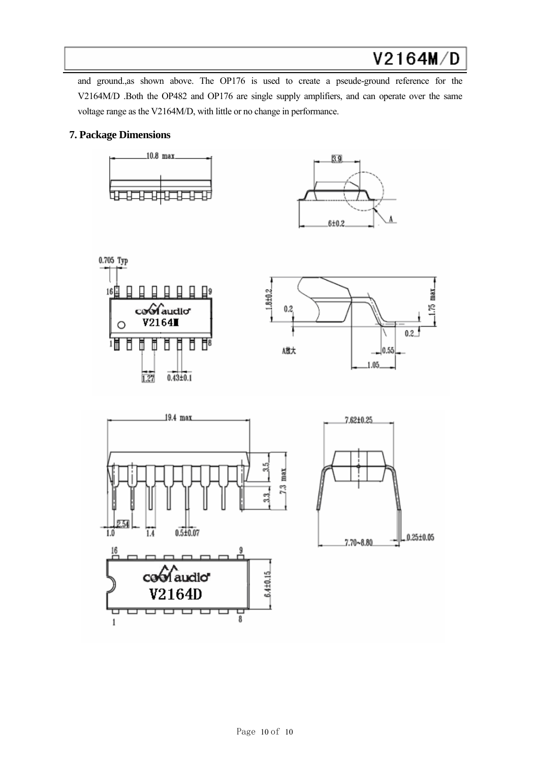and ground.,as shown above. The OP176 is used to create a pseude-ground reference for the V2164M/D .Both the OP482 and OP176 are single supply amplifiers, and can operate over the same voltage range as the V2164M/D, with little or no change in performance.

## 7. Package Dimensions

10.8 max

3.9

6±0.2

A

0.705 Typ

16

9

coolaudio

V2164M

1

8

1.27

0.43±0.1

1.8±0.2

0.2

1.75 max

0.2

A放大

0.55

1.05

19.4 max

3.5

7.3 max

3.3

2.54

1.0

1.4

0.5±0.07

7.62±0.25

7.70~8.80

0.25±0.05

16

9

coolaudio

V2164D

6.4±0.15

1

8